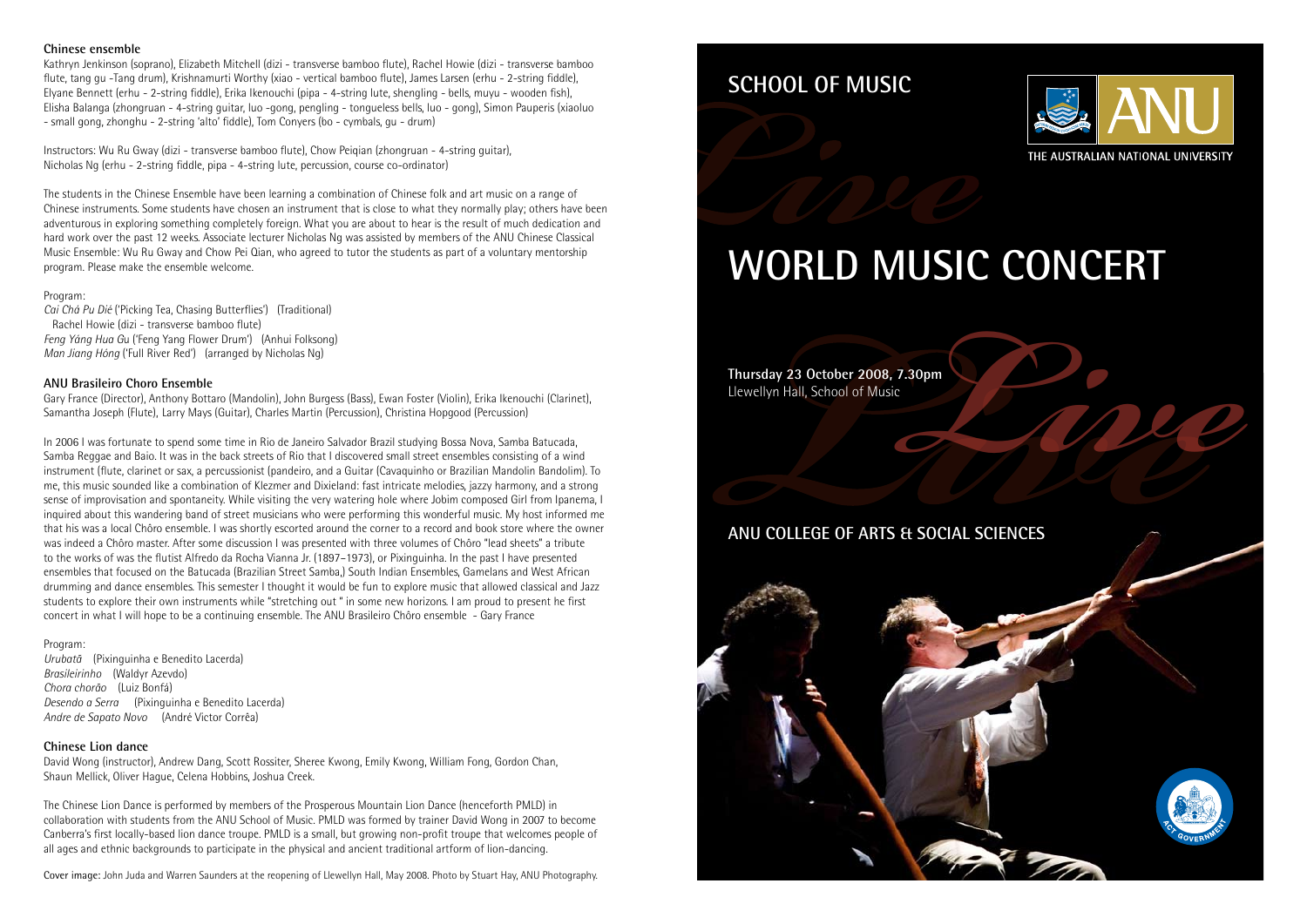### Chinese ensemble

Kathryn Jenkinson (soprano), Elizabeth Mitchell (dizi - transverse bamboo flute), Rachel Howie (dizi - transverse bamboo flute, tang gu -Tang drum), Krishnamurti Worthy (xiao - vertical bamboo flute), James Larsen (erhu - 2-string fiddle), Elyane Bennett (erhu - 2-string fiddle), Erika Ikenouchi (pipa - 4-string lute, shengling - bells, muyu - wooden fish), Elisha Balanga (zhongruan - 4-string guitar, luo -gong, pengling - tongueless bells, luo - gong), Simon Pauperis (xiaoluo - small gong, zhonghu - 2-string 'alto' fiddle), Tom Conyers (bo - cymbals, gu - drum)

Instructors: Wu Ru Gway (dizi - transverse bamboo flute), Chow Peiqian (zhongruan - 4-string guitar), Nicholas Ng (erhu - 2-string fiddle, pipa - 4-string lute, percussion, course co-ordinator)

The students in the Chinese Ensemble have been learning a combination of Chinese folk and art music on a range of Chinese instruments. Some students have chosen an instrument that is close to what they normally play; others have been adventurous in exploring something completely foreign. What you are about to hear is the result of much dedication and hard work over the past 12 weeks. Associate lecturer Nicholas Ng was assisted by members of the ANU Chinese Classical Music Ensemble: Wu Ru Gway and Chow Pei Qian, who agreed to tutor the students as part of a voluntary mentorship program. Please make the ensemble welcome.

Program:
*Cai Chá Pu Dié* ('Picking Tea, Chasing Butterflies') (Traditional)
Rachel Howie (dizi - transverse bamboo flute)
*Feng Yáng Hua Gu* ('Feng Yang Flower Drum') (Anhui Folksong)
*Man Jiang Hóng* ('Full River Red') (arranged by Nicholas Ng)

### ANU Brasileiro Choro Ensemble

Gary France (Director), Anthony Bottaro (Mandolin), John Burgess (Bass), Ewan Foster (Violin), Erika Ikenouchi (Clarinet), Samantha Joseph (Flute), Larry Mays (Guitar), Charles Martin (Percussion), Christina Hopgood (Percussion)

In 2006 I was fortunate to spend some time in Rio de Janeiro Salvador Brazil studying Bossa Nova, Samba Batucada, Samba Reggae and Baio. It was in the back streets of Rio that I discovered small street ensembles consisting of a wind instrument (flute, clarinet or sax, a percussionist (pandeiro, and a Guitar (Cavaquinho or Brazilian Mandolin Bandolim). To me, this music sounded like a combination of Klezmer and Dixieland: fast intricate melodies, jazzy harmony, and a strong sense of improvisation and spontaneity. While visiting the very watering hole where Jobim composed Girl from Ipanema, I inquired about this wandering band of street musicians who were performing this wonderful music. My host informed me that his was a local Chôro ensemble. I was shortly escorted around the corner to a record and book store where the owner was indeed a Chôro master. After some discussion I was presented with three volumes of Chôro "lead sheets" a tribute to the works of was the flutist Alfredo da Rocha Vianna Jr. (1897–1973), or Pixinguinha. In the past I have presented ensembles that focused on the Batucada (Brazilian Street Samba,) South Indian Ensembles, Gamelans and West African drumming and dance ensembles. This semester I thought it would be fun to explore music that allowed classical and Jazz students to explore their own instruments while "stretching out " in some new horizons. I am proud to present he first concert in what I will hope to be a continuing ensemble. The ANU Brasileiro Chôro ensemble - Gary France

Program:
*Urubatã* (Pixinguinha e Benedito Lacerda)
*Brasileirinho* (Waldyr Azevdo)
*Chora chorão* (Luiz Bonfá)
*Desendo a Serra* (Pixinguinha e Benedito Lacerda)
*Andre de Sapato Novo* (André Victor Corrêa)

### Chinese Lion dance

David Wong (instructor), Andrew Dang, Scott Rossiter, Sheree Kwong, Emily Kwong, William Fong, Gordon Chan, Shaun Mellick, Oliver Hague, Celena Hobbins, Joshua Creek.

The Chinese Lion Dance is performed by members of the Prosperous Mountain Lion Dance (henceforth PMLD) in collaboration with students from the ANU School of Music. PMLD was formed by trainer David Wong in 2007 to become Canberra's first locally-based lion dance troupe. PMLD is a small, but growing non-profit troupe that welcomes people of all ages and ethnic backgrounds to participate in the physical and ancient traditional artform of lion-dancing.

Cover image: John Juda and Warren Saunders at the reopening of Llewellyn Hall, May 2008. Photo by Stuart Hay, ANU Photography.

## SCHOOL OF MUSIC

ANU
THE AUSTRALIAN NATIONAL UNIVERSITY

# WORLD MUSIC CONCERT

**Thursday 23 October 2008, 7.30pm**
Llewellyn Hall, School of Music

## ANU COLLEGE OF ARTS & SOCIAL SCIENCES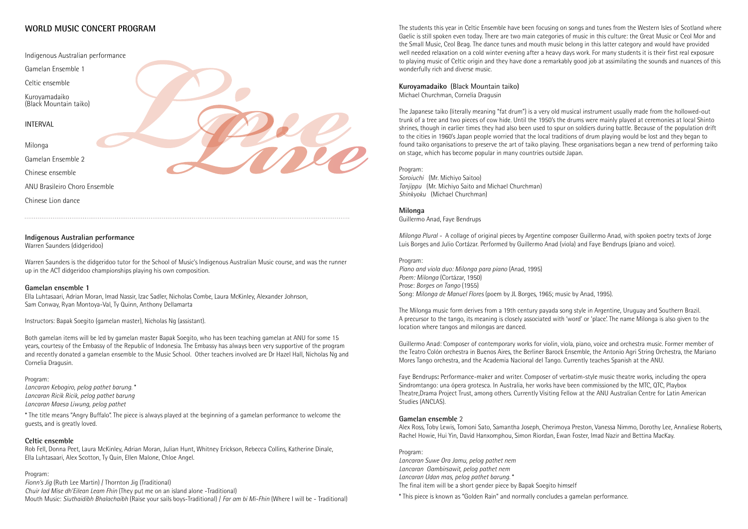## WORLD MUSIC CONCERT PROGRAM

Indigenous Australian performance

Gamelan Ensemble 1

Celtic ensemble

Kuroyamadaiko
(Black Mountain taiko)

INTERVAL

Milonga

Gamelan Ensemble 2

Chinese ensemble

ANU Brasileiro Choro Ensemble

Chinese Lion dance

### Indigenous Australian performance

Warren Saunders (didgeridoo)

Warren Saunders is the didgeridoo tutor for the School of Music's Indigenous Australian Music course, and was the runner up in the ACT didgeridoo championships playing his own composition.

### Gamelan ensemble 1

Ella Luhtasaari, Adrian Moran, Imad Nassir, Izac Sadler, Nicholas Combe, Laura McKinley, Alexander Johnson, Sam Conway, Ryan Montoya-Val, Ty Quinn, Anthony Dellamarta

Instructors: Bapak Soegito (gamelan master), Nicholas Ng (assistant).

Both gamelan items will be led by gamelan master Bapak Soegito, who has been teaching gamelan at ANU for some 15 years, courtesy of the Embassy of the Republic of Indonesia. The Embassy has always been very supportive of the program and recently donated a gamelan ensemble to the Music School. Other teachers involved are Dr Hazel Hall, Nicholas Ng and Cornelia Dragusin.

Program:
*Lancaran Kebogiro, pelog pathet barung.* *
*Lancaran Ricik Ricik, pelog pathet barung*
*Lancaran Maesa Liwung, pelog pathet*

* The title means "Angry Buffalo". The piece is always played at the beginning of a gamelan performance to welcome the guests, and is greatly loved.

### Celtic ensemble

Rob Fell, Donna Peet, Laura McKinley, Adrian Moran, Julian Hunt, Whitney Erickson, Rebecca Collins, Katherine Dinale, Ella Luhtasaari, Alex Scotton, Ty Quin, Ellen Malone, Chloe Angel.

Program:
*Fionn's Jig* (Ruth Lee Martin) / Thornton Jig (Traditional)
*Chuir lad Mise dh'Eilean Leam Fhin* (They put me on an island alone -Traditional)
Mouth Music: *Siuthaidibh Bhalachaibh* (Raise your sails boys-Traditional) / *Far am bi Mi-Fhin* (Where I will be - Traditional)

The students this year in Celtic Ensemble have been focusing on songs and tunes from the Western Isles of Scotland where Gaelic is still spoken even today. There are two main categories of music in this culture: the Great Music or Ceol Mor and the Small Music, Ceol Beag. The dance tunes and mouth music belong in this latter category and would have provided well needed relaxation on a cold winter evening after a heavy days work. For many students it is their first real exposure to playing music of Celtic origin and they have done a remarkably good job at assimilating the sounds and nuances of this wonderfully rich and diverse music.

### Kuroyamadaiko (Black Mountain taiko)

Michael Churchman, Cornelia Dragusin

The Japanese taiko (literally meaning "fat drum") is a very old musical instrument usually made from the hollowed-out trunk of a tree and two pieces of cow hide. Until the 1950's the drums were mainly played at ceremonies at local Shinto shrines, though in earlier times they had also been used to spur on soldiers during battle. Because of the population drift to the cities in 1960's Japan people worried that the local traditions of drum playing would be lost and they began to found taiko organisations to preserve the art of taiko playing. These organisations began a new trend of performing taiko on stage, which has become popular in many countries outside Japan.

Program:
*Soroiuchi* (Mr. Michiyo Saitoo)
*Tanjippu* (Mr. Michiyo Saito and Michael Churchman)
*Shinkyoku* (Michael Churchman)

### Milonga

Guillermo Anad, Faye Bendrups

*Milonga Plural* - A collage of original pieces by Argentine composer Guillermo Anad, with spoken poetry texts of Jorge Luis Borges and Julio Cortázar. Performed by Guillermo Anad (viola) and Faye Bendrups (piano and voice).

Program:
*Piano and viola duo: Milonga para piano* (Anad, 1995)
*Poem: Milonga* (Cortázar, 1950)
Prose: *Borges on Tango* (1955)
Song: *Milonga de Manuel Flores* (poem by JL Borges, 1965; music by Anad, 1995).

The Milonga music form derives from a 19th century payada song style in Argentine, Uruguay and Southern Brazil. A precursor to the tango, its meaning is closely associated with 'word' or 'place'. The name Milonga is also given to the location where tangos and milongas are danced.

Guillermo Anad: Composer of contemporary works for violin, viola, piano, voice and orchestra music. Former member of the Teatro Colón orchestra in Buenos Aires, the Berliner Barock Ensemble, the Antonio Agri String Orchestra, the Mariano Mores Tango orchestra, and the Academia Nacional del Tango. Currently teaches Spanish at the ANU.

Faye Bendrups**:** Performance-maker and writer. Composer of verbatim-style music theatre works, including the opera Sindromtango: una ópera grotesca. In Australia, her works have been commissioned by the MTC, QTC, Playbox Theatre,Drama Project Trust, among others. Currently Visiting Fellow at the ANU Australian Centre for Latin American Studies (ANCLAS).

### Gamelan ensemble 2

Alex Ross, Toby Lewis, Tomoni Sato, Samantha Joseph, Cherimoya Preston, Vanessa Nimmo, Dorothy Lee, Annaliese Roberts, Rachel Howie, Hui Yin, David Hanxomphou, Simon Riordan, Ewan Foster, Imad Nazir and Bettina MacKay.

Program:
*Lancaran Suwe Ora Jamu, pelog pathet nem*
*Lancaran Gambirsawit, pelog pathet nem*
*Lancaran Udan mas, pelog pathet barung.* *
The final item will be a short gender piece by Bapak Soegito himself

* This piece is known as "Golden Rain" and normally concludes a gamelan performance.